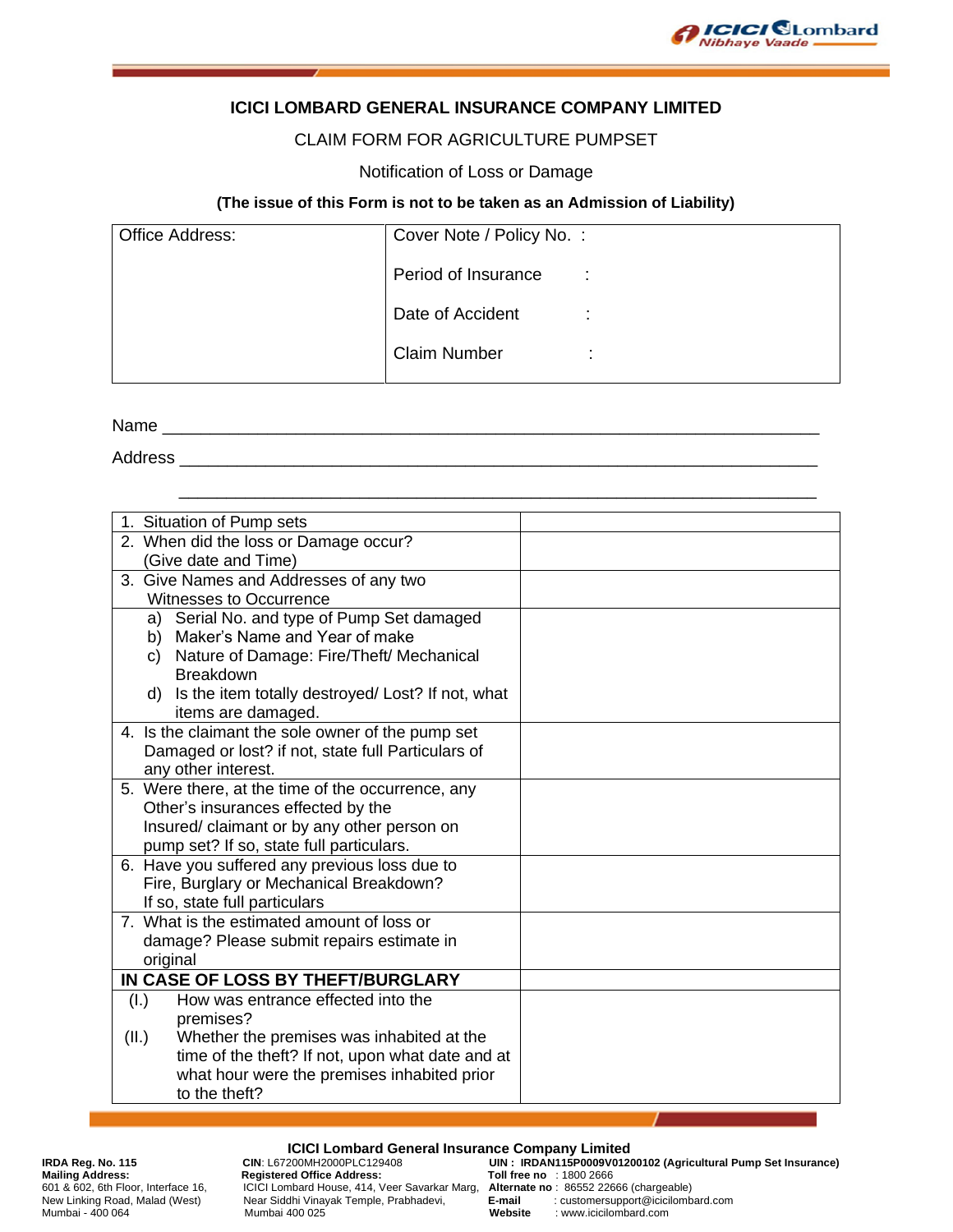# ICICI LOMBARD GENERAL INSURANCE COMPANY LIMITED

## CLAIM FORM FOR AGRICULTURE PUMPSET

Notification of Loss or Damage

**(The issue of this Form is not to be taken as an Admission of Liability)**

| Office Address: | Cover Note / Policy No. : |
|---|---|
| | Period of Insurance : |
| | Date of Accident : |
| | Claim Number : |

Name ______________________________________________________________

Address ____________________________________________________________

____________________________________________________________

| | |
|---|---|
| 1. Situation of Pump sets | |
| 2. When did the loss or Damage occur? (Give date and Time) | |
| 3. Give Names and Addresses of any two Witnesses to Occurrence | |
| a) Serial No. and type of Pump Set damaged<br>b) Maker's Name and Year of make<br>c) Nature of Damage: Fire/Theft/ Mechanical Breakdown<br>d) Is the item totally destroyed/ Lost? If not, what items are damaged. | |
| 4. Is the claimant the sole owner of the pump set Damaged or lost? if not, state full Particulars of any other interest. | |
| 5. Were there, at the time of the occurrence, any Other's insurances effected by the Insured/ claimant or by any other person on pump set? If so, state full particulars. | |
| 6. Have you suffered any previous loss due to Fire, Burglary or Mechanical Breakdown? If so, state full particulars | |
| 7. What is the estimated amount of loss or damage? Please submit repairs estimate in original | |
| **IN CASE OF LOSS BY THEFT/BURGLARY** | |
| (I.) How was entrance effected into the premises?<br>(II.) Whether the premises was inhabited at the time of the theft? If not, upon what date and at what hour were the premises inhabited prior to the theft? | |

**ICICI Lombard General Insurance Company Limited**

**IRDA Reg. No. 115**
**Mailing Address:**
601 & 602, 6th Floor, Interface 16, New Linking Road, Malad (West) Mumbai - 400 064

**CIN**: L67200MH2000PLC129408
**Registered Office Address:**
ICICI Lombard House, 414, Veer Savarkar Marg, Near Siddhi Vinayak Temple, Prabhadevi, Mumbai 400 025

**UIN : IRDAN115P0009V01200102 (Agricultural Pump Set Insurance)**
**Toll free no** : 1800 2666
**Alternate no** : 86552 22666 (chargeable)
**E-mail** : customersupport@icicilombard.com
**Website** : www.icicilombard.com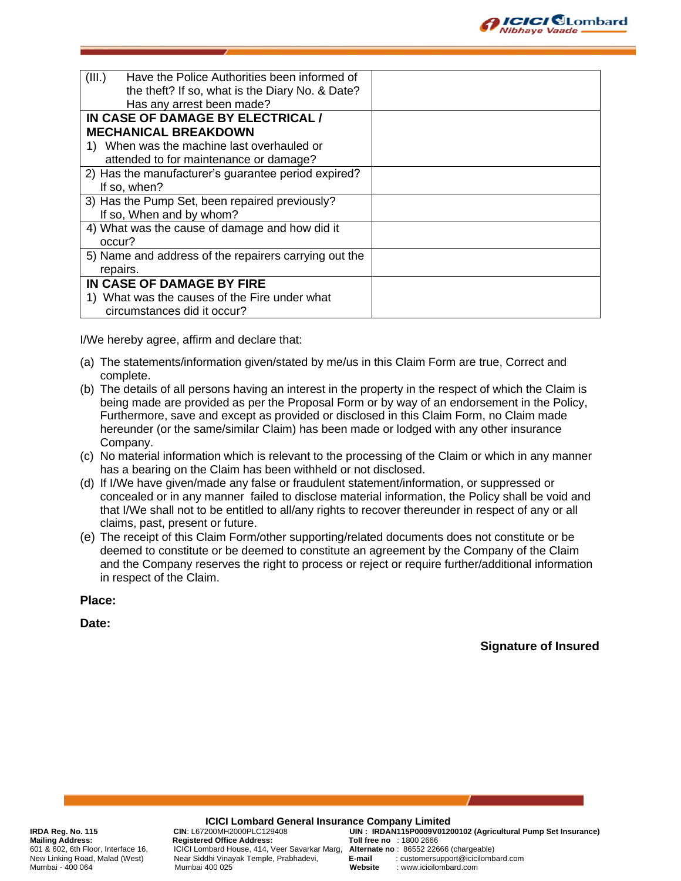| | |
|---|---|
| (III.) Have the Police Authorities been informed of the theft? If so, what is the Diary No. & Date? Has any arrest been made? | |
| **IN CASE OF DAMAGE BY ELECTRICAL / MECHANICAL BREAKDOWN**<br>1) When was the machine last overhauled or attended to for maintenance or damage? | |
| 2) Has the manufacturer's guarantee period expired? If so, when? | |
| 3) Has the Pump Set, been repaired previously? If so, When and by whom? | |
| 4) What was the cause of damage and how did it occur? | |
| 5) Name and address of the repairers carrying out the repairs. | |
| **IN CASE OF DAMAGE BY FIRE**<br>1) What was the causes of the Fire under what circumstances did it occur? | |

I/We hereby agree, affirm and declare that:

(a) The statements/information given/stated by me/us in this Claim Form are true, Correct and complete.

(b) The details of all persons having an interest in the property in the respect of which the Claim is being made are provided as per the Proposal Form or by way of an endorsement in the Policy, Furthermore, save and except as provided or disclosed in this Claim Form, no Claim made hereunder (or the same/similar Claim) has been made or lodged with any other insurance Company.

(c) No material information which is relevant to the processing of the Claim or which in any manner has a bearing on the Claim has been withheld or not disclosed.

(d) If I/We have given/made any false or fraudulent statement/information, or suppressed or concealed or in any manner failed to disclose material information, the Policy shall be void and that I/We shall not to be entitled to all/any rights to recover thereunder in respect of any or all claims, past, present or future.

(e) The receipt of this Claim Form/other supporting/related documents does not constitute or be deemed to constitute or be deemed to constitute an agreement by the Company of the Claim and the Company reserves the right to process or reject or require further/additional information in respect of the Claim.

**Place:**

**Date:**

**Signature of Insured**

**ICICI Lombard General Insurance Company Limited**

**IRDA Reg. No. 115**
**Mailing Address:**
601 & 602, 6th Floor, Interface 16, New Linking Road, Malad (West) Mumbai - 400 064

**CIN**: L67200MH2000PLC129408
**Registered Office Address:**
ICICI Lombard House, 414, Veer Savarkar Marg, Near Siddhi Vinayak Temple, Prabhadevi, Mumbai 400 025

**UIN : IRDAN115P0009V01200102 (Agricultural Pump Set Insurance)**
**Toll free no** : 1800 2666
**Alternate no** : 86552 22666 (chargeable)
**E-mail** : customersupport@icicilombard.com
**Website** : www.icicilombard.com